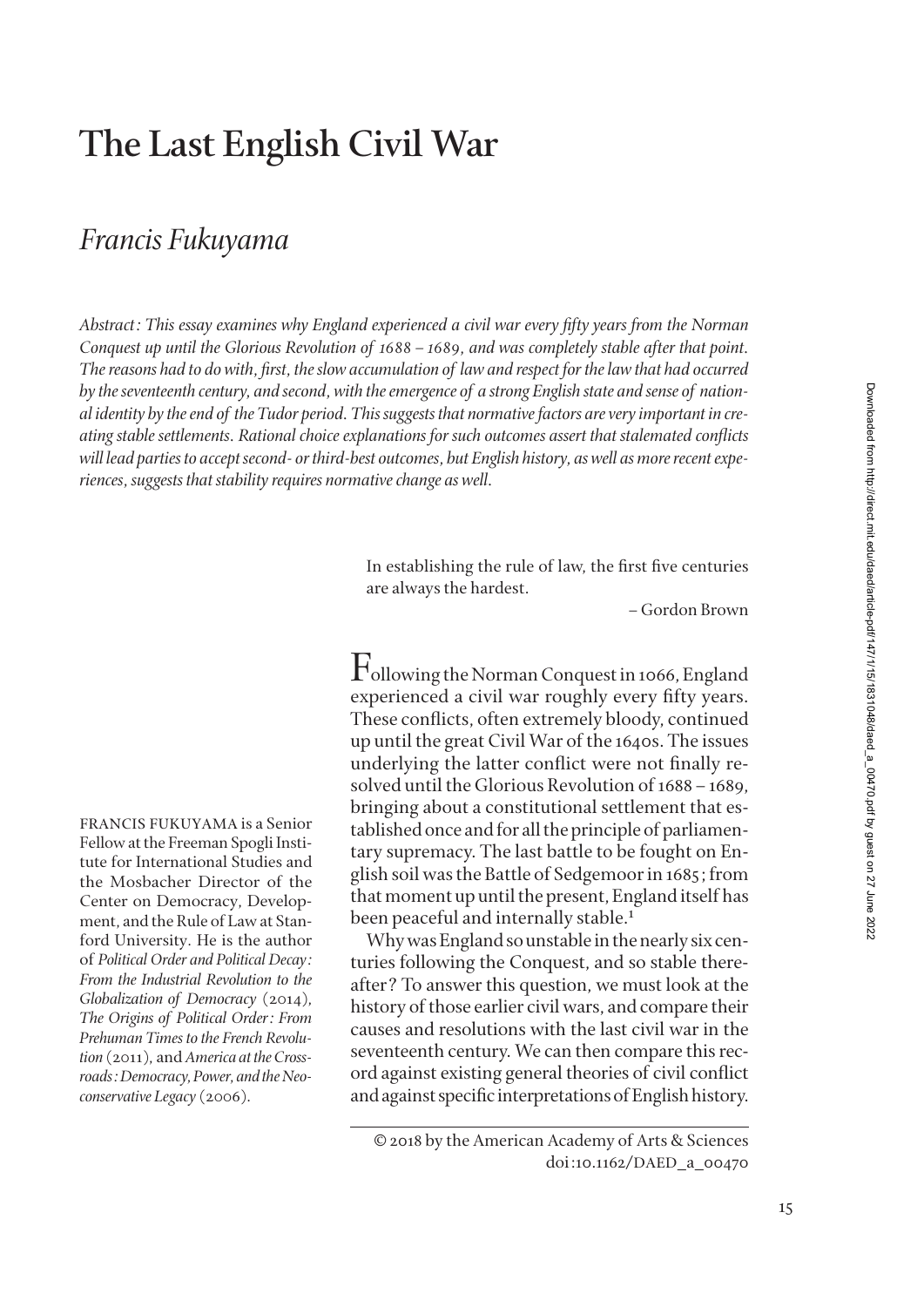# The Last English Civil War

## *Francis Fukuyama*

*Abstract: This essay examines why England experienced a civil war every fifty years from the Norman Conquest up until the Glorious Revolution of 1688 – 1689, and was completely stable after that point. The reasons had to do with, first, the slow accumulation of law and respect for the law that had occurred by the seventeenth century, and second, with the emergence of a strong English state and sense of national identity by the end of the Tudor period. This suggests that normative factors are very important in creating stable settlements. Rational choice explanations for such outcomes assert that stalemated conflicts will lead parties to accept second- or third-best outcomes, but English history, as well as more recent experiences, suggests that stability requires normative change as well.*

> In establishing the rule of law, the first five centuries are always the hardest.
>
> – Gordon Brown

Following the Norman Conquest in 1066, England experienced a civil war roughly every fifty years. These conflicts, often extremely bloody, continued up until the great Civil War of the 1640s. The issues underlying the latter conflict were not finally resolved until the Glorious Revolution of 1688 – 1689, bringing about a constitutional settlement that established once and for all the principle of parliamentary supremacy. The last battle to be fought on English soil was the Battle of Sedgemoor in 1685; from that moment up until the present, England itself has been peaceful and internally stable.[1]

Why was England so unstable in the nearly six centuries following the Conquest, and so stable thereafter? To answer this question, we must look at the history of those earlier civil wars, and compare their causes and resolutions with the last civil war in the seventeenth century. We can then compare this record against existing general theories of civil conflict and against specific interpretations of English history.

FRANCIS FUKUYAMA is a Senior Fellow at the Freeman Spogli Institute for International Studies and the Mosbacher Director of the Center on Democracy, Development, and the Rule of Law at Stanford University. He is the author of *Political Order and Political Decay: From the Industrial Revolution to the Globalization of Democracy* (2014), *The Origins of Political Order: From Prehuman Times to the French Revolution* (2011), and *America at the Crossroads: Democracy, Power, and the Neoconservative Legacy* (2006).

© 2018 by the American Academy of Arts & Sciences
doi:10.1162/DAED_a_00470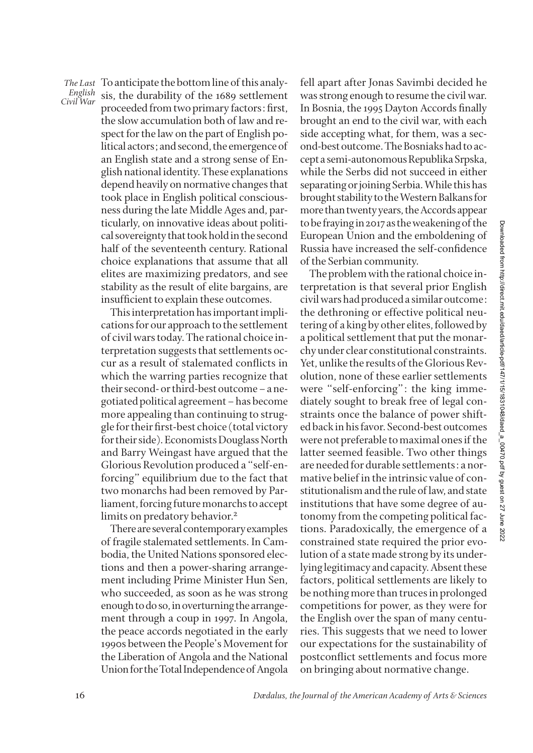To anticipate the bottom line of this analysis, the durability of the 1689 settlement proceeded from two primary factors: first, the slow accumulation both of law and respect for the law on the part of English political actors; and second, the emergence of an English state and a strong sense of English national identity. These explanations depend heavily on normative changes that took place in English political consciousness during the late Middle Ages and, particularly, on innovative ideas about political sovereignty that took hold in the second half of the seventeenth century. Rational choice explanations that assume that all elites are maximizing predators, and see stability as the result of elite bargains, are insufficient to explain these outcomes.

This interpretation has important implications for our approach to the settlement of civil wars today. The rational choice interpretation suggests that settlements occur as a result of stalemated conflicts in which the warring parties recognize that their second- or third-best outcome – a negotiated political agreement – has become more appealing than continuing to struggle for their first-best choice (total victory for their side). Economists Douglass North and Barry Weingast have argued that the Glorious Revolution produced a "self-enforcing" equilibrium due to the fact that two monarchs had been removed by Parliament, forcing future monarchs to accept limits on predatory behavior.[2]

There are several contemporary examples of fragile stalemated settlements. In Cambodia, the United Nations sponsored elections and then a power-sharing arrangement including Prime Minister Hun Sen, who succeeded, as soon as he was strong enough to do so, in overturning the arrangement through a coup in 1997. In Angola, the peace accords negotiated in the early 1990s between the People's Movement for the Liberation of Angola and the National Union for the Total Independence of Angola fell apart after Jonas Savimbi decided he was strong enough to resume the civil war. In Bosnia, the 1995 Dayton Accords finally brought an end to the civil war, with each side accepting what, for them, was a second-best outcome. The Bosniaks had to accept a semi-autonomous Republika Srpska, while the Serbs did not succeed in either separating or joining Serbia. While this has brought stability to the Western Balkans for more than twenty years, the Accords appear to be fraying in 2017 as the weakening of the European Union and the emboldening of Russia have increased the self-confidence of the Serbian community.

The problem with the rational choice interpretation is that several prior English civil wars had produced a similar outcome: the dethroning or effective political neutering of a king by other elites, followed by a political settlement that put the monarchy under clear constitutional constraints. Yet, unlike the results of the Glorious Revolution, none of these earlier settlements were "self-enforcing": the king immediately sought to break free of legal constraints once the balance of power shifted back in his favor. Second-best outcomes were not preferable to maximal ones if the latter seemed feasible. Two other things are needed for durable settlements: a normative belief in the intrinsic value of constitutionalism and the rule of law, and state institutions that have some degree of autonomy from the competing political factions. Paradoxically, the emergence of a constrained state required the prior evolution of a state made strong by its underlying legitimacy and capacity. Absent these factors, political settlements are likely to be nothing more than truces in prolonged competitions for power, as they were for the English over the span of many centuries. This suggests that we need to lower our expectations for the sustainability of postconflict settlements and focus more on bringing about normative change.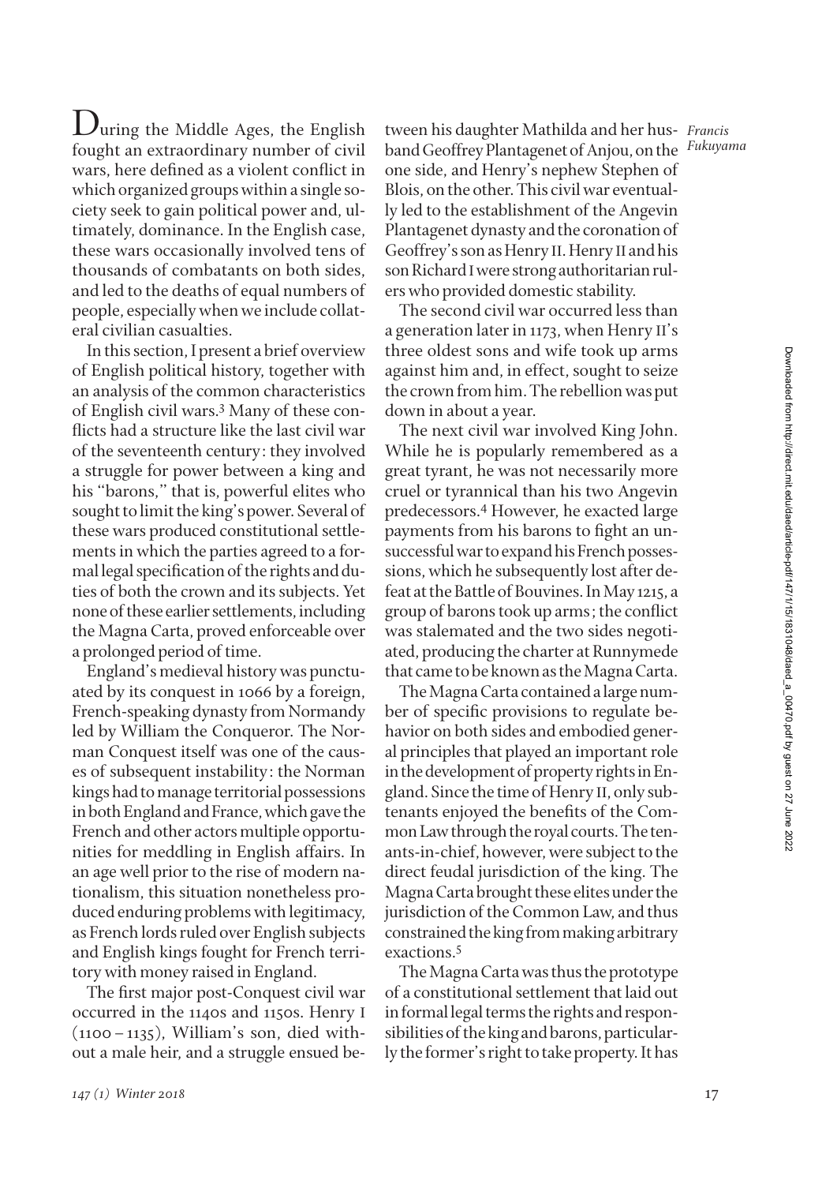During the Middle Ages, the English fought an extraordinary number of civil wars, here defined as a violent conflict in which organized groups within a single society seek to gain political power and, ultimately, dominance. In the English case, these wars occasionally involved tens of thousands of combatants on both sides, and led to the deaths of equal numbers of people, especially when we include collateral civilian casualties.

In this section, I present a brief overview of English political history, together with an analysis of the common characteristics of English civil wars.[3] Many of these conflicts had a structure like the last civil war of the seventeenth century: they involved a struggle for power between a king and his "barons," that is, powerful elites who sought to limit the king's power. Several of these wars produced constitutional settlements in which the parties agreed to a formal legal specification of the rights and duties of both the crown and its subjects. Yet none of these earlier settlements, including the Magna Carta, proved enforceable over a prolonged period of time.

England's medieval history was punctuated by its conquest in 1066 by a foreign, French-speaking dynasty from Normandy led by William the Conqueror. The Norman Conquest itself was one of the causes of subsequent instability: the Norman kings had to manage territorial possessions in both England and France, which gave the French and other actors multiple opportunities for meddling in English affairs. In an age well prior to the rise of modern nationalism, this situation nonetheless produced enduring problems with legitimacy, as French lords ruled over English subjects and English kings fought for French territory with money raised in England.

The first major post-Conquest civil war occurred in the 1140s and 1150s. Henry I (1100–1135), William's son, died without a male heir, and a struggle ensued between his daughter Mathilda and her husband Geoffrey Plantagenet of Anjou, on the one side, and Henry's nephew Stephen of Blois, on the other. This civil war eventually led to the establishment of the Angevin Plantagenet dynasty and the coronation of Geoffrey's son as Henry II. Henry II and his son Richard I were strong authoritarian rulers who provided domestic stability.

The second civil war occurred less than a generation later in 1173, when Henry II's three oldest sons and wife took up arms against him and, in effect, sought to seize the crown from him. The rebellion was put down in about a year.

The next civil war involved King John. While he is popularly remembered as a great tyrant, he was not necessarily more cruel or tyrannical than his two Angevin predecessors.[4] However, he exacted large payments from his barons to fight an unsuccessful war to expand his French possessions, which he subsequently lost after defeat at the Battle of Bouvines. In May 1215, a group of barons took up arms; the conflict was stalemated and the two sides negotiated, producing the charter at Runnymede that came to be known as the Magna Carta.

The Magna Carta contained a large number of specific provisions to regulate behavior on both sides and embodied general principles that played an important role in the development of property rights in England. Since the time of Henry II, only subtenants enjoyed the benefits of the Common Law through the royal courts. The tenants-in-chief, however, were subject to the direct feudal jurisdiction of the king. The Magna Carta brought these elites under the jurisdiction of the Common Law, and thus constrained the king from making arbitrary exactions.[5]

The Magna Carta was thus the prototype of a constitutional settlement that laid out in formal legal terms the rights and responsibilities of the king and barons, particularly the former's right to take property. It has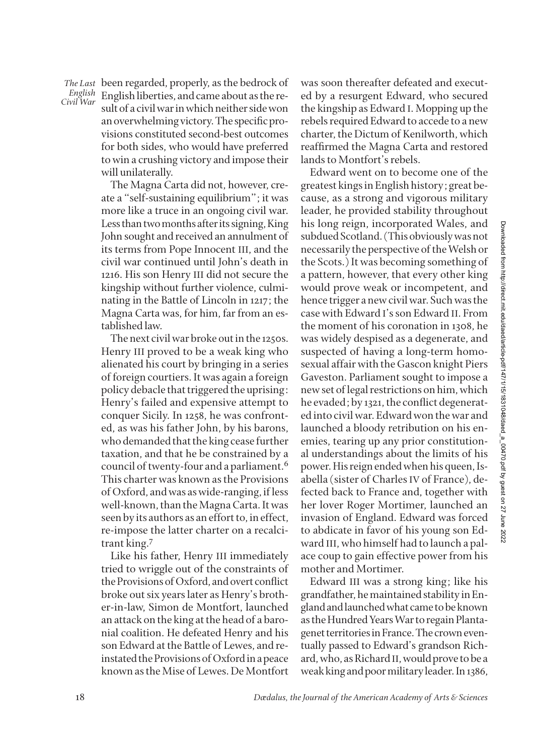been regarded, properly, as the bedrock of English liberties, and came about as the result of a civil war in which neither side won an overwhelming victory. The specific provisions constituted second-best outcomes for both sides, who would have preferred to win a crushing victory and impose their will unilaterally.

The Magna Carta did not, however, create a "self-sustaining equilibrium"; it was more like a truce in an ongoing civil war. Less than two months after its signing, King John sought and received an annulment of its terms from Pope Innocent III, and the civil war continued until John's death in 1216. His son Henry III did not secure the kingship without further violence, culminating in the Battle of Lincoln in 1217; the Magna Carta was, for him, far from an established law.

The next civil war broke out in the 1250s. Henry III proved to be a weak king who alienated his court by bringing in a series of foreign courtiers. It was again a foreign policy debacle that triggered the uprising: Henry's failed and expensive attempt to conquer Sicily. In 1258, he was confronted, as was his father John, by his barons, who demanded that the king cease further taxation, and that he be constrained by a council of twenty-four and a parliament.[6] This charter was known as the Provisions of Oxford, and was as wide-ranging, if less well-known, than the Magna Carta. It was seen by its authors as an effort to, in effect, re-impose the latter charter on a recalcitrant king.[7]

Like his father, Henry III immediately tried to wriggle out of the constraints of the Provisions of Oxford, and overt conflict broke out six years later as Henry's brother-in-law, Simon de Montfort, launched an attack on the king at the head of a baronial coalition. He defeated Henry and his son Edward at the Battle of Lewes, and reinstated the Provisions of Oxford in a peace known as the Mise of Lewes. De Montfort was soon thereafter defeated and executed by a resurgent Edward, who secured the kingship as Edward I. Mopping up the rebels required Edward to accede to a new charter, the Dictum of Kenilworth, which reaffirmed the Magna Carta and restored lands to Montfort's rebels.

Edward went on to become one of the greatest kings in English history; great because, as a strong and vigorous military leader, he provided stability throughout his long reign, incorporated Wales, and subdued Scotland. (This obviously was not necessarily the perspective of the Welsh or the Scots.) It was becoming something of a pattern, however, that every other king would prove weak or incompetent, and hence trigger a new civil war. Such was the case with Edward I's son Edward II. From the moment of his coronation in 1308, he was widely despised as a degenerate, and suspected of having a long-term homosexual affair with the Gascon knight Piers Gaveston. Parliament sought to impose a new set of legal restrictions on him, which he evaded; by 1321, the conflict degenerated into civil war. Edward won the war and launched a bloody retribution on his enemies, tearing up any prior constitutional understandings about the limits of his power. His reign ended when his queen, Isabella (sister of Charles IV of France), defected back to France and, together with her lover Roger Mortimer, launched an invasion of England. Edward was forced to abdicate in favor of his young son Edward III, who himself had to launch a palace coup to gain effective power from his mother and Mortimer.

Edward III was a strong king; like his grandfather, he maintained stability in England and launched what came to be known as the Hundred Years War to regain Plantagenet territories in France. The crown eventually passed to Edward's grandson Richard, who, as Richard II, would prove to be a weak king and poor military leader. In 1386,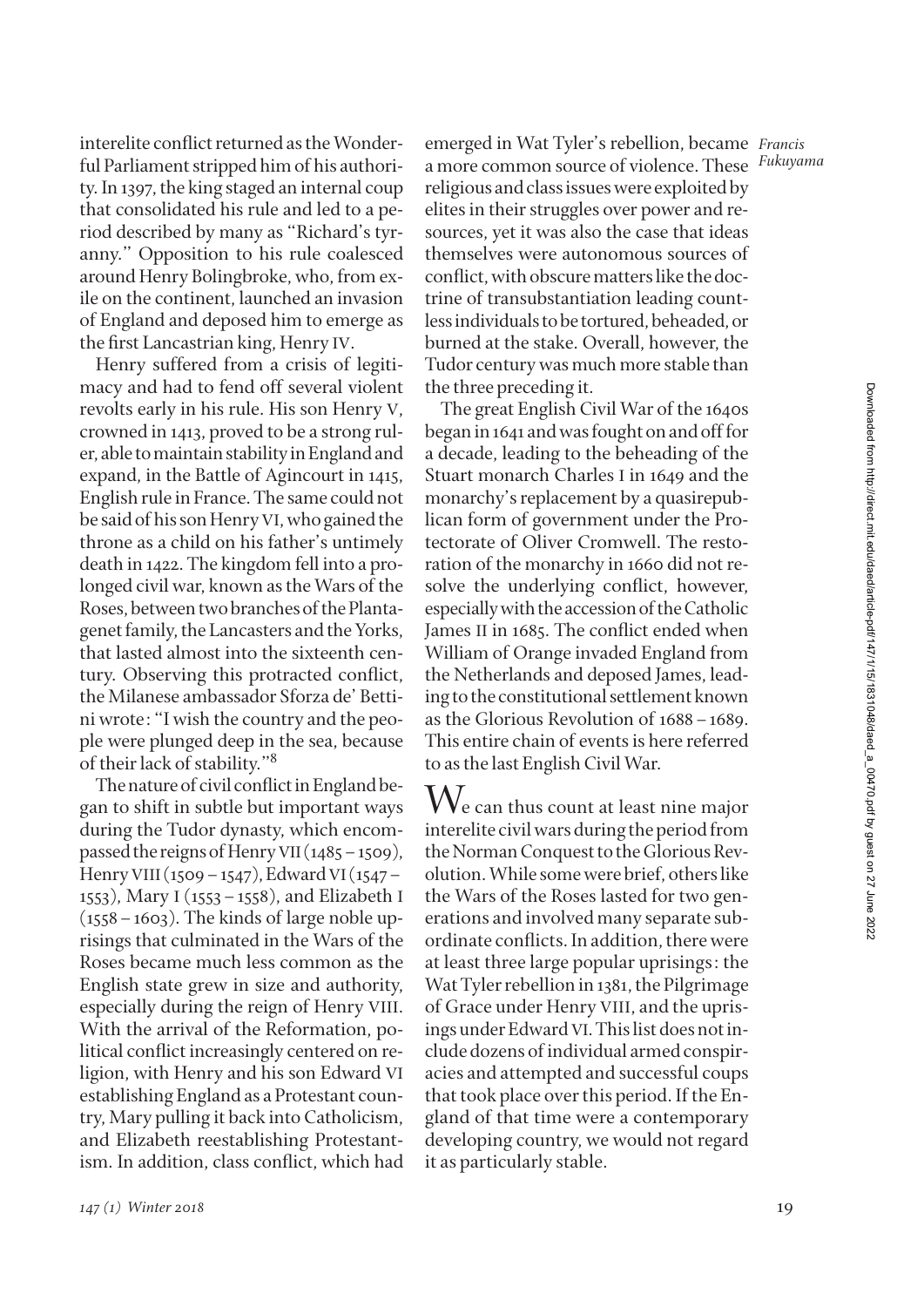interelite conflict returned as the Wonderful Parliament stripped him of his authority. In 1397, the king staged an internal coup that consolidated his rule and led to a period described by many as "Richard's tyranny." Opposition to his rule coalesced around Henry Bolingbroke, who, from exile on the continent, launched an invasion of England and deposed him to emerge as the first Lancastrian king, Henry IV.

Henry suffered from a crisis of legitimacy and had to fend off several violent revolts early in his rule. His son Henry V, crowned in 1413, proved to be a strong ruler, able to maintain stability in England and expand, in the Battle of Agincourt in 1415, English rule in France. The same could not be said of his son Henry VI, who gained the throne as a child on his father's untimely death in 1422. The kingdom fell into a prolonged civil war, known as the Wars of the Roses, between two branches of the Plantagenet family, the Lancasters and the Yorks, that lasted almost into the sixteenth century. Observing this protracted conflict, the Milanese ambassador Sforza de' Bettini wrote: "I wish the country and the people were plunged deep in the sea, because of their lack of stability."[8]

The nature of civil conflict in England began to shift in subtle but important ways during the Tudor dynasty, which encompassed the reigns of Henry VII (1485 – 1509), Henry VIII (1509 – 1547), Edward VI (1547 – 1553), Mary I (1553 – 1558), and Elizabeth I (1558 – 1603). The kinds of large noble uprisings that culminated in the Wars of the Roses became much less common as the English state grew in size and authority, especially during the reign of Henry VIII. With the arrival of the Reformation, political conflict increasingly centered on religion, with Henry and his son Edward VI establishing England as a Protestant country, Mary pulling it back into Catholicism, and Elizabeth reestablishing Protestantism. In addition, class conflict, which had emerged in Wat Tyler's rebellion, became a more common source of violence. These religious and class issues were exploited by elites in their struggles over power and resources, yet it was also the case that ideas themselves were autonomous sources of conflict, with obscure matters like the doctrine of transubstantiation leading countless individuals to be tortured, beheaded, or burned at the stake. Overall, however, the Tudor century was much more stable than the three preceding it.

The great English Civil War of the 1640s began in 1641 and was fought on and off for a decade, leading to the beheading of the Stuart monarch Charles I in 1649 and the monarchy's replacement by a quasirepublican form of government under the Protectorate of Oliver Cromwell. The restoration of the monarchy in 1660 did not resolve the underlying conflict, however, especially with the accession of the Catholic James II in 1685. The conflict ended when William of Orange invaded England from the Netherlands and deposed James, leading to the constitutional settlement known as the Glorious Revolution of 1688 – 1689. This entire chain of events is here referred to as the last English Civil War.

We can thus count at least nine major interelite civil wars during the period from the Norman Conquest to the Glorious Revolution. While some were brief, others like the Wars of the Roses lasted for two generations and involved many separate subordinate conflicts. In addition, there were at least three large popular uprisings: the Wat Tyler rebellion in 1381, the Pilgrimage of Grace under Henry VIII, and the uprisings under Edward VI. This list does not include dozens of individual armed conspiracies and attempted and successful coups that took place over this period. If the England of that time were a contemporary developing country, we would not regard it as particularly stable.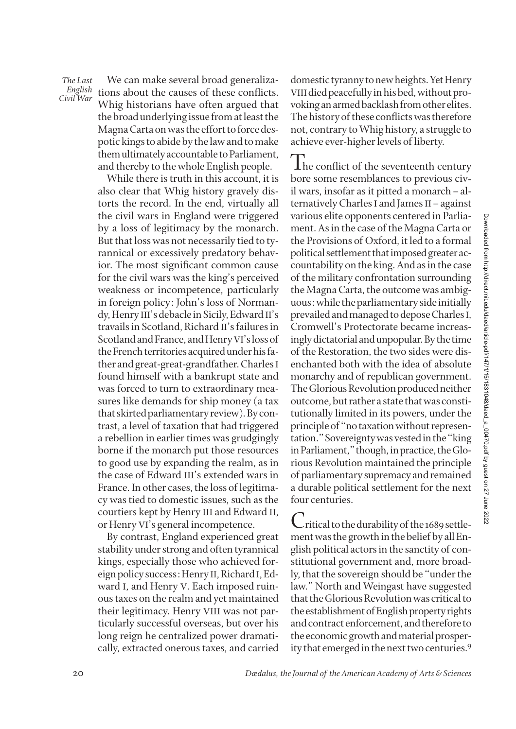We can make several broad generalizations about the causes of these conflicts. Whig historians have often argued that the broad underlying issue from at least the Magna Carta on was the effort to force despotic kings to abide by the law and to make them ultimately accountable to Parliament, and thereby to the whole English people.

While there is truth in this account, it is also clear that Whig history gravely distorts the record. In the end, virtually all the civil wars in England were triggered by a loss of legitimacy by the monarch. But that loss was not necessarily tied to tyrannical or excessively predatory behavior. The most significant common cause for the civil wars was the king's perceived weakness or incompetence, particularly in foreign policy: John's loss of Normandy, Henry III's debacle in Sicily, Edward II's travails in Scotland, Richard II's failures in Scotland and France, and Henry VI's loss of the French territories acquired under his father and great-great-grandfather. Charles I found himself with a bankrupt state and was forced to turn to extraordinary measures like demands for ship money (a tax that skirted parliamentary review). By contrast, a level of taxation that had triggered a rebellion in earlier times was grudgingly borne if the monarch put those resources to good use by expanding the realm, as in the case of Edward III's extended wars in France. In other cases, the loss of legitimacy was tied to domestic issues, such as the courtiers kept by Henry III and Edward II, or Henry VI's general incompetence.

By contrast, England experienced great stability under strong and often tyrannical kings, especially those who achieved foreign policy success: Henry II, Richard I, Edward I, and Henry V. Each imposed ruinous taxes on the realm and yet maintained their legitimacy. Henry VIII was not particularly successful overseas, but over his long reign he centralized power dramatically, extracted onerous taxes, and carried domestic tyranny to new heights. Yet Henry VIII died peacefully in his bed, without provoking an armed backlash from other elites. The history of these conflicts was therefore not, contrary to Whig history, a struggle to achieve ever-higher levels of liberty.

The conflict of the seventeenth century bore some resemblances to previous civil wars, insofar as it pitted a monarch – alternatively Charles I and James II – against various elite opponents centered in Parliament. As in the case of the Magna Carta or the Provisions of Oxford, it led to a formal political settlement that imposed greater accountability on the king. And as in the case of the military confrontation surrounding the Magna Carta, the outcome was ambiguous: while the parliamentary side initially prevailed and managed to depose Charles I, Cromwell's Protectorate became increasingly dictatorial and unpopular. By the time of the Restoration, the two sides were disenchanted both with the idea of absolute monarchy and of republican government. The Glorious Revolution produced neither outcome, but rather a state that was constitutionally limited in its powers, under the principle of "no taxation without representation." Sovereignty was vested in the "king in Parliament," though, in practice, the Glorious Revolution maintained the principle of parliamentary supremacy and remained a durable political settlement for the next four centuries.

Critical to the durability of the 1689 settlement was the growth in the belief by all English political actors in the sanctity of constitutional government and, more broadly, that the sovereign should be "under the law." North and Weingast have suggested that the Glorious Revolution was critical to the establishment of English property rights and contract enforcement, and therefore to the economic growth and material prosperity that emerged in the next two centuries.[9]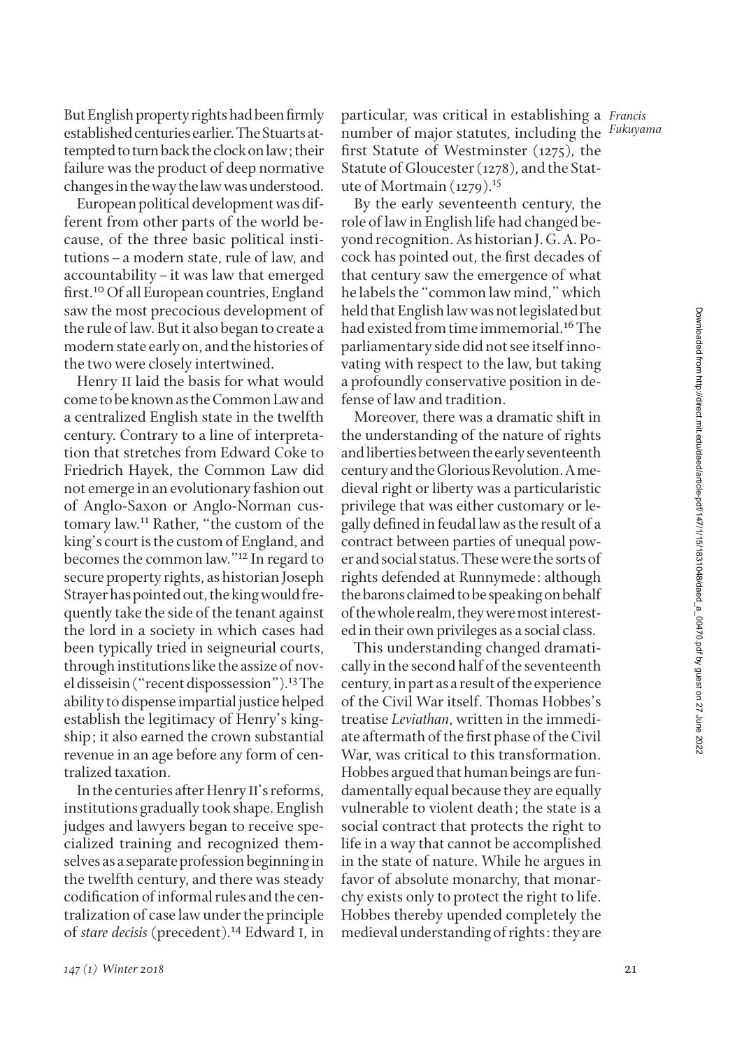But English property rights had been firmly established centuries earlier. The Stuarts attempted to turn back the clock on law; their failure was the product of deep normative changes in the way the law was understood.

European political development was different from other parts of the world because, of the three basic political institutions – a modern state, rule of law, and accountability – it was law that emerged first.[10] Of all European countries, England saw the most precocious development of the rule of law. But it also began to create a modern state early on, and the histories of the two were closely intertwined.

Henry II laid the basis for what would come to be known as the Common Law and a centralized English state in the twelfth century. Contrary to a line of interpretation that stretches from Edward Coke to Friedrich Hayek, the Common Law did not emerge in an evolutionary fashion out of Anglo-Saxon or Anglo-Norman customary law.[11] Rather, "the custom of the king's court is the custom of England, and becomes the common law."[12] In regard to secure property rights, as historian Joseph Strayer has pointed out, the king would frequently take the side of the tenant against the lord in a society in which cases had been typically tried in seigneurial courts, through institutions like the assize of novel disseisin ("recent dispossession").[13] The ability to dispense impartial justice helped establish the legitimacy of Henry's kingship; it also earned the crown substantial revenue in an age before any form of centralized taxation.

In the centuries after Henry II's reforms, institutions gradually took shape. English judges and lawyers began to receive specialized training and recognized themselves as a separate profession beginning in the twelfth century, and there was steady codification of informal rules and the centralization of case law under the principle of *stare decisis* (precedent).[14] Edward I, in particular, was critical in establishing a number of major statutes, including the first Statute of Westminster (1275), the Statute of Gloucester (1278), and the Statute of Mortmain (1279).[15]

By the early seventeenth century, the role of law in English life had changed beyond recognition. As historian J. G. A. Pocock has pointed out, the first decades of that century saw the emergence of what he labels the "common law mind," which held that English law was not legislated but had existed from time immemorial.[16] The parliamentary side did not see itself innovating with respect to the law, but taking a profoundly conservative position in defense of law and tradition.

Moreover, there was a dramatic shift in the understanding of the nature of rights and liberties between the early seventeenth century and the Glorious Revolution. A medieval right or liberty was a particularistic privilege that was either customary or legally defined in feudal law as the result of a contract between parties of unequal power and social status. These were the sorts of rights defended at Runnymede: although the barons claimed to be speaking on behalf of the whole realm, they were most interested in their own privileges as a social class.

This understanding changed dramatically in the second half of the seventeenth century, in part as a result of the experience of the Civil War itself. Thomas Hobbes's treatise *Leviathan*, written in the immediate aftermath of the first phase of the Civil War, was critical to this transformation. Hobbes argued that human beings are fundamentally equal because they are equally vulnerable to violent death; the state is a social contract that protects the right to life in a way that cannot be accomplished in the state of nature. While he argues in favor of absolute monarchy, that monarchy exists only to protect the right to life. Hobbes thereby upended completely the medieval understanding of rights: they are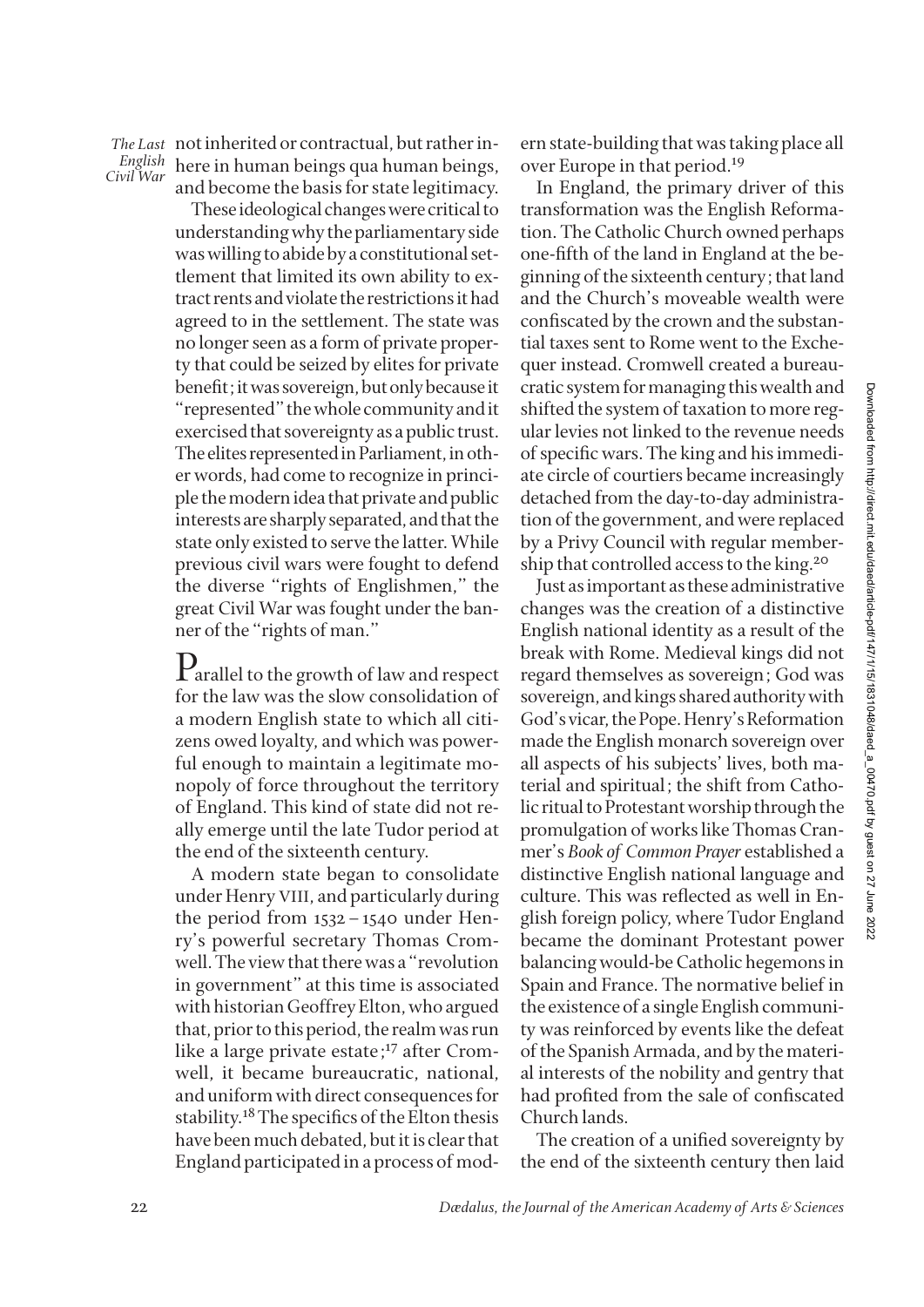not inherited or contractual, but rather inhere in human beings qua human beings, and become the basis for state legitimacy.

These ideological changes were critical to understanding why the parliamentary side was willing to abide by a constitutional settlement that limited its own ability to extract rents and violate the restrictions it had agreed to in the settlement. The state was no longer seen as a form of private property that could be seized by elites for private benefit; it was sovereign, but only because it "represented" the whole community and it exercised that sovereignty as a public trust. The elites represented in Parliament, in other words, had come to recognize in principle the modern idea that private and public interests are sharply separated, and that the state only existed to serve the latter. While previous civil wars were fought to defend the diverse "rights of Englishmen," the great Civil War was fought under the banner of the "rights of man."

Parallel to the growth of law and respect for the law was the slow consolidation of a modern English state to which all citizens owed loyalty, and which was powerful enough to maintain a legitimate monopoly of force throughout the territory of England. This kind of state did not really emerge until the late Tudor period at the end of the sixteenth century.

A modern state began to consolidate under Henry VIII, and particularly during the period from 1532–1540 under Henry's powerful secretary Thomas Cromwell. The view that there was a "revolution in government" at this time is associated with historian Geoffrey Elton, who argued that, prior to this period, the realm was run like a large private estate;[17] after Cromwell, it became bureaucratic, national, and uniform with direct consequences for stability.[18] The specifics of the Elton thesis have been much debated, but it is clear that England participated in a process of modern state-building that was taking place all over Europe in that period.[19]

In England, the primary driver of this transformation was the English Reformation. The Catholic Church owned perhaps one-fifth of the land in England at the beginning of the sixteenth century; that land and the Church's moveable wealth were confiscated by the crown and the substantial taxes sent to Rome went to the Exchequer instead. Cromwell created a bureaucratic system for managing this wealth and shifted the system of taxation to more regular levies not linked to the revenue needs of specific wars. The king and his immediate circle of courtiers became increasingly detached from the day-to-day administration of the government, and were replaced by a Privy Council with regular membership that controlled access to the king.[20]

Just as important as these administrative changes was the creation of a distinctive English national identity as a result of the break with Rome. Medieval kings did not regard themselves as sovereign; God was sovereign, and kings shared authority with God's vicar, the Pope. Henry's Reformation made the English monarch sovereign over all aspects of his subjects' lives, both material and spiritual; the shift from Catholic ritual to Protestant worship through the promulgation of works like Thomas Cranmer's *Book of Common Prayer* established a distinctive English national language and culture. This was reflected as well in English foreign policy, where Tudor England became the dominant Protestant power balancing would-be Catholic hegemons in Spain and France. The normative belief in the existence of a single English community was reinforced by events like the defeat of the Spanish Armada, and by the material interests of the nobility and gentry that had profited from the sale of confiscated Church lands.

The creation of a unified sovereignty by the end of the sixteenth century then laid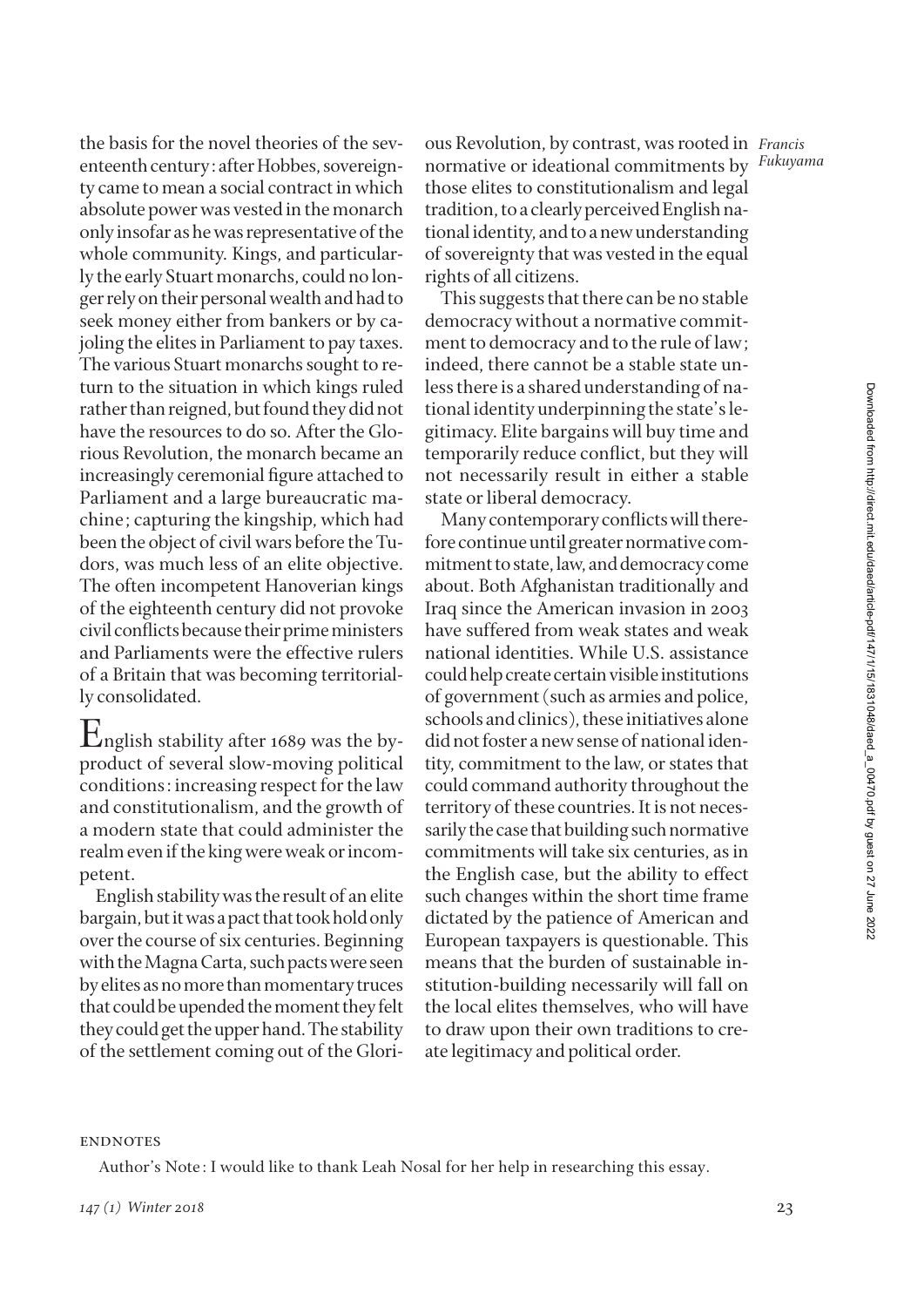the basis for the novel theories of the seventeenth century: after Hobbes, sovereignty came to mean a social contract in which absolute power was vested in the monarch only insofar as he was representative of the whole community. Kings, and particularly the early Stuart monarchs, could no longer rely on their personal wealth and had to seek money either from bankers or by cajoling the elites in Parliament to pay taxes. The various Stuart monarchs sought to return to the situation in which kings ruled rather than reigned, but found they did not have the resources to do so. After the Glorious Revolution, the monarch became an increasingly ceremonial figure attached to Parliament and a large bureaucratic machine; capturing the kingship, which had been the object of civil wars before the Tudors, was much less of an elite objective. The often incompetent Hanoverian kings of the eighteenth century did not provoke civil conflicts because their prime ministers and Parliaments were the effective rulers of a Britain that was becoming territorially consolidated.

English stability after 1689 was the byproduct of several slow-moving political conditions: increasing respect for the law and constitutionalism, and the growth of a modern state that could administer the realm even if the king were weak or incompetent.

English stability was the result of an elite bargain, but it was a pact that took hold only over the course of six centuries. Beginning with the Magna Carta, such pacts were seen by elites as no more than momentary truces that could be upended the moment they felt they could get the upper hand. The stability of the settlement coming out of the Glorious Revolution, by contrast, was rooted in normative or ideational commitments by those elites to constitutionalism and legal tradition, to a clearly perceived English national identity, and to a new understanding of sovereignty that was vested in the equal rights of all citizens.

This suggests that there can be no stable democracy without a normative commitment to democracy and to the rule of law; indeed, there cannot be a stable state unless there is a shared understanding of national identity underpinning the state's legitimacy. Elite bargains will buy time and temporarily reduce conflict, but they will not necessarily result in either a stable state or liberal democracy.

Many contemporary conflicts will therefore continue until greater normative commitment to state, law, and democracy come about. Both Afghanistan traditionally and Iraq since the American invasion in 2003 have suffered from weak states and weak national identities. While U.S. assistance could help create certain visible institutions of government (such as armies and police, schools and clinics), these initiatives alone did not foster a new sense of national identity, commitment to the law, or states that could command authority throughout the territory of these countries. It is not necessarily the case that building such normative commitments will take six centuries, as in the English case, but the ability to effect such changes within the short time frame dictated by the patience of American and European taxpayers is questionable. This means that the burden of sustainable institution-building necessarily will fall on the local elites themselves, who will have to draw upon their own traditions to create legitimacy and political order.

## ENDNOTES

Author's Note: I would like to thank Leah Nosal for her help in researching this essay.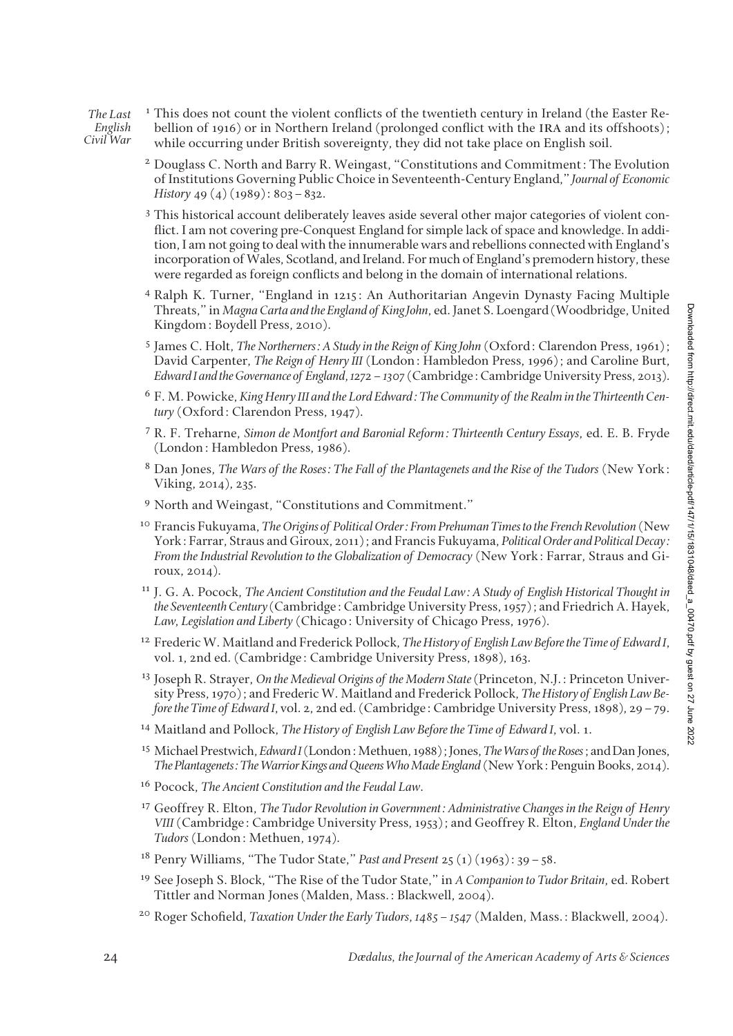[1] This does not count the violent conflicts of the twentieth century in Ireland (the Easter Rebellion of 1916) or in Northern Ireland (prolonged conflict with the IRA and its offshoots); while occurring under British sovereignty, they did not take place on English soil.

[2] Douglass C. North and Barry R. Weingast, "Constitutions and Commitment: The Evolution of Institutions Governing Public Choice in Seventeenth-Century England," *Journal of Economic History* 49 (4) (1989): 803–832.

[3] This historical account deliberately leaves aside several other major categories of violent conflict. I am not covering pre-Conquest England for simple lack of space and knowledge. In addition, I am not going to deal with the innumerable wars and rebellions connected with England's incorporation of Wales, Scotland, and Ireland. For much of England's premodern history, these were regarded as foreign conflicts and belong in the domain of international relations.

[4] Ralph K. Turner, "England in 1215: An Authoritarian Angevin Dynasty Facing Multiple Threats," in *Magna Carta and the England of King John*, ed. Janet S. Loengard (Woodbridge, United Kingdom: Boydell Press, 2010).

[5] James C. Holt, *The Northerners: A Study in the Reign of King John* (Oxford: Clarendon Press, 1961); David Carpenter, *The Reign of Henry III* (London: Hambledon Press, 1996); and Caroline Burt, *Edward I and the Governance of England, 1272–1307* (Cambridge: Cambridge University Press, 2013).

[6] F. M. Powicke, *King Henry III and the Lord Edward: The Community of the Realm in the Thirteenth Century* (Oxford: Clarendon Press, 1947).

[7] R. F. Treharne, *Simon de Montfort and Baronial Reform: Thirteenth Century Essays*, ed. E. B. Fryde (London: Hambledon Press, 1986).

[8] Dan Jones, *The Wars of the Roses: The Fall of the Plantagenets and the Rise of the Tudors* (New York: Viking, 2014), 235.

[9] North and Weingast, "Constitutions and Commitment."

[10] Francis Fukuyama, *The Origins of Political Order: From Prehuman Times to the French Revolution* (New York: Farrar, Straus and Giroux, 2011); and Francis Fukuyama, *Political Order and Political Decay: From the Industrial Revolution to the Globalization of Democracy* (New York: Farrar, Straus and Giroux, 2014).

[11] J. G. A. Pocock, *The Ancient Constitution and the Feudal Law: A Study of English Historical Thought in the Seventeenth Century* (Cambridge: Cambridge University Press, 1957); and Friedrich A. Hayek, *Law, Legislation and Liberty* (Chicago: University of Chicago Press, 1976).

[12] Frederic W. Maitland and Frederick Pollock, *The History of English Law Before the Time of Edward I*, vol. 1, 2nd ed. (Cambridge: Cambridge University Press, 1898), 163.

[13] Joseph R. Strayer, *On the Medieval Origins of the Modern State* (Princeton, N.J.: Princeton University Press, 1970); and Frederic W. Maitland and Frederick Pollock, *The History of English Law Before the Time of Edward I*, vol. 2, 2nd ed. (Cambridge: Cambridge University Press, 1898), 29–79.

[14] Maitland and Pollock, *The History of English Law Before the Time of Edward I*, vol. 1.

[15] Michael Prestwich, *Edward I* (London: Methuen, 1988); Jones, *The Wars of the Roses*; and Dan Jones, *The Plantagenets: The Warrior Kings and Queens Who Made England* (New York: Penguin Books, 2014).

[16] Pocock, *The Ancient Constitution and the Feudal Law*.

[17] Geoffrey R. Elton, *The Tudor Revolution in Government: Administrative Changes in the Reign of Henry VIII* (Cambridge: Cambridge University Press, 1953); and Geoffrey R. Elton, *England Under the Tudors* (London: Methuen, 1974).

[18] Penry Williams, "The Tudor State," *Past and Present* 25 (1) (1963): 39–58.

[19] See Joseph S. Block, "The Rise of the Tudor State," in *A Companion to Tudor Britain*, ed. Robert Tittler and Norman Jones (Malden, Mass.: Blackwell, 2004).

[20] Roger Schofield, *Taxation Under the Early Tudors, 1485–1547* (Malden, Mass.: Blackwell, 2004).